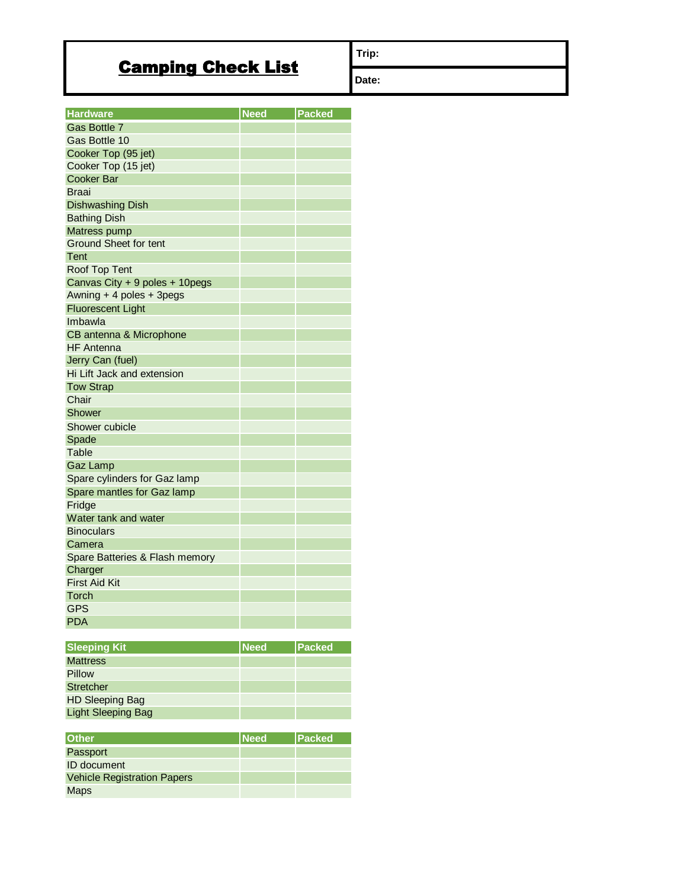# Camping Check List

| Trip: |
| --- |
| Date: |

| Hardware | Need | Packed |
| --- | --- | --- |
| Gas Bottle 7 | | |
| Gas Bottle 10 | | |
| Cooker Top (95 jet) | | |
| Cooker Top (15 jet) | | |
| Cooker Bar | | |
| Braai | | |
| Dishwashing Dish | | |
| Bathing Dish | | |
| Matress pump | | |
| Ground Sheet for tent | | |
| Tent | | |
| Roof Top Tent | | |
| Canvas City + 9 poles + 10pegs | | |
| Awning + 4 poles + 3pegs | | |
| Fluorescent Light | | |
| Imbawla | | |
| CB antenna & Microphone | | |
| HF Antenna | | |
| Jerry Can (fuel) | | |
| Hi Lift Jack and extension | | |
| Tow Strap | | |
| Chair | | |
| Shower | | |
| Shower cubicle | | |
| Spade | | |
| Table | | |
| Gaz Lamp | | |
| Spare cylinders for Gaz lamp | | |
| Spare mantles for Gaz lamp | | |
| Fridge | | |
| Water tank and water | | |
| Binoculars | | |
| Camera | | |
| Spare Batteries & Flash memory | | |
| Charger | | |
| First Aid Kit | | |
| Torch | | |
| GPS | | |
| PDA | | |

| Sleeping Kit | Need | Packed |
| --- | --- | --- |
| Mattress | | |
| Pillow | | |
| Stretcher | | |
| HD Sleeping Bag | | |
| Light Sleeping Bag | | |

| Other | Need | Packed |
| --- | --- | --- |
| Passport | | |
| ID document | | |
| Vehicle Registration Papers | | |
| Maps | | |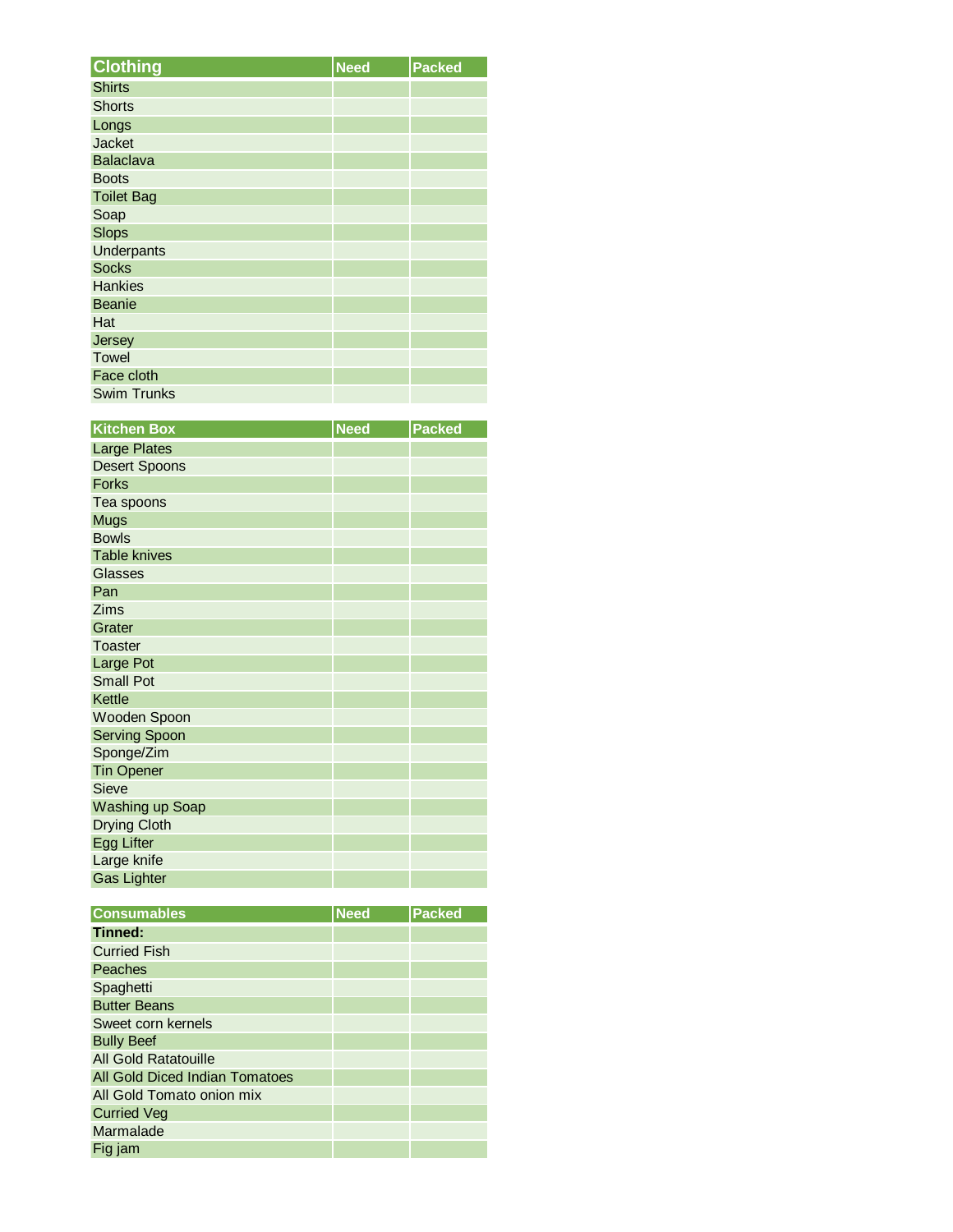| Clothing | Need | Packed |
|---|---|---|
| Shirts | | |
| Shorts | | |
| Longs | | |
| Jacket | | |
| Balaclava | | |
| Boots | | |
| Toilet Bag | | |
| Soap | | |
| Slops | | |
| Underpants | | |
| Socks | | |
| Hankies | | |
| Beanie | | |
| Hat | | |
| Jersey | | |
| Towel | | |
| Face cloth | | |
| Swim Trunks | | |

| Kitchen Box | Need | Packed |
|---|---|---|
| Large Plates | | |
| Desert Spoons | | |
| Forks | | |
| Tea spoons | | |
| Mugs | | |
| Bowls | | |
| Table knives | | |
| Glasses | | |
| Pan | | |
| Zims | | |
| Grater | | |
| Toaster | | |
| Large Pot | | |
| Small Pot | | |
| Kettle | | |
| Wooden Spoon | | |
| Serving Spoon | | |
| Sponge/Zim | | |
| Tin Opener | | |
| Sieve | | |
| Washing up Soap | | |
| Drying Cloth | | |
| Egg Lifter | | |
| Large knife | | |
| Gas Lighter | | |

| Consumables | Need | Packed |
|---|---|---|
| **Tinned:** | | |
| Curried Fish | | |
| Peaches | | |
| Spaghetti | | |
| Butter Beans | | |
| Sweet corn kernels | | |
| Bully Beef | | |
| All Gold Ratatouille | | |
| All Gold Diced Indian Tomatoes | | |
| All Gold Tomato onion mix | | |
| Curried Veg | | |
| Marmalade | | |
| Fig jam | | |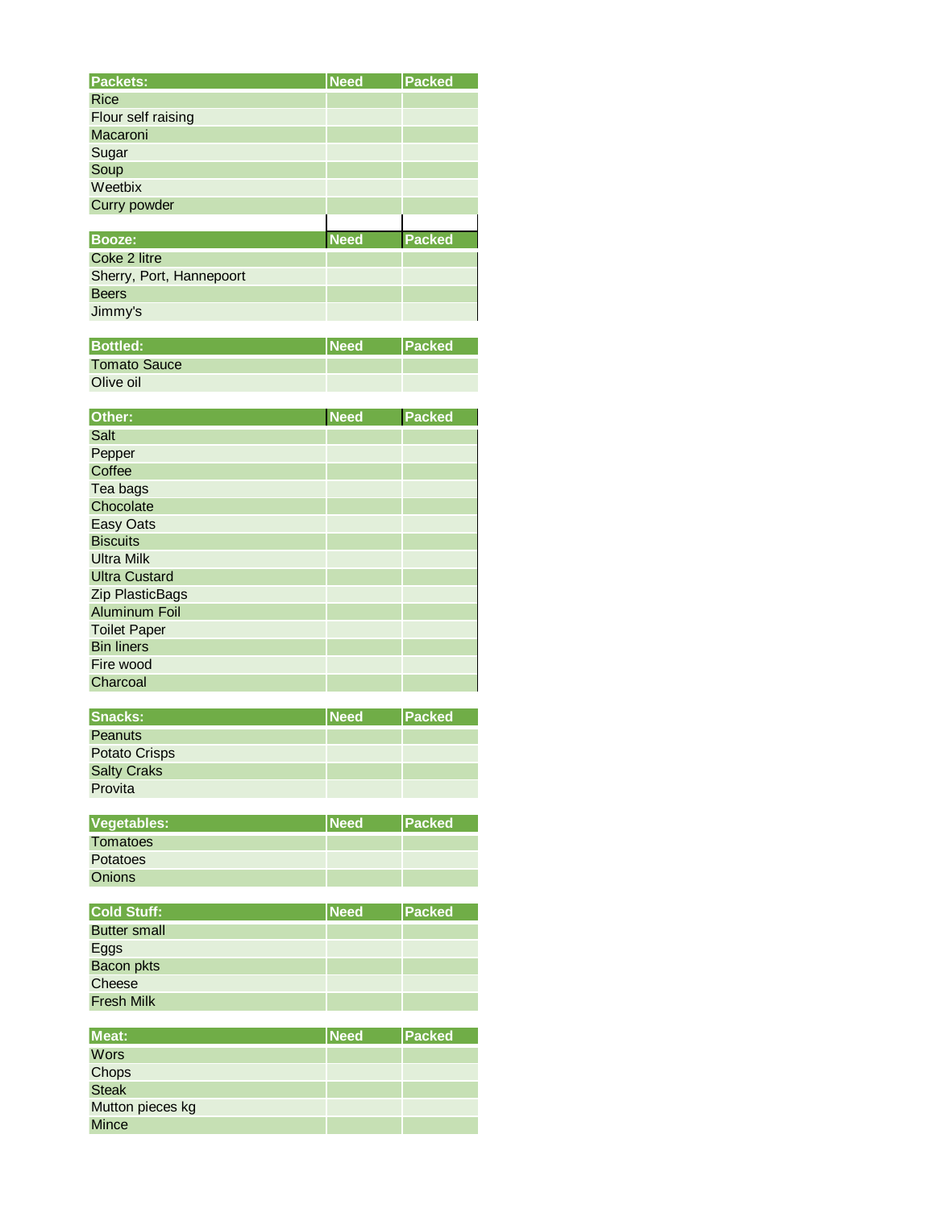| Packets: | Need | Packed |
|---|---|---|
| Rice | | |
| Flour self raising | | |
| Macaroni | | |
| Sugar | | |
| Soup | | |
| Weetbix | | |
| Curry powder | | |

| Booze: | Need | Packed |
|---|---|---|
| Coke 2 litre | | |
| Sherry, Port, Hannepoort | | |
| Beers | | |
| Jimmy's | | |

| Bottled: | Need | Packed |
|---|---|---|
| Tomato Sauce | | |
| Olive oil | | |

| Other: | Need | Packed |
|---|---|---|
| Salt | | |
| Pepper | | |
| Coffee | | |
| Tea bags | | |
| Chocolate | | |
| Easy Oats | | |
| Biscuits | | |
| Ultra Milk | | |
| Ultra Custard | | |
| Zip PlasticBags | | |
| Aluminum Foil | | |
| Toilet Paper | | |
| Bin liners | | |
| Fire wood | | |
| Charcoal | | |

| Snacks: | Need | Packed |
|---|---|---|
| Peanuts | | |
| Potato Crisps | | |
| Salty Craks | | |
| Provita | | |

| Vegetables: | Need | Packed |
|---|---|---|
| Tomatoes | | |
| Potatoes | | |
| Onions | | |

| Cold Stuff: | Need | Packed |
|---|---|---|
| Butter small | | |
| Eggs | | |
| Bacon pkts | | |
| Cheese | | |
| Fresh Milk | | |

| Meat: | Need | Packed |
|---|---|---|
| Wors | | |
| Chops | | |
| Steak | | |
| Mutton pieces kg | | |
| Mince | | |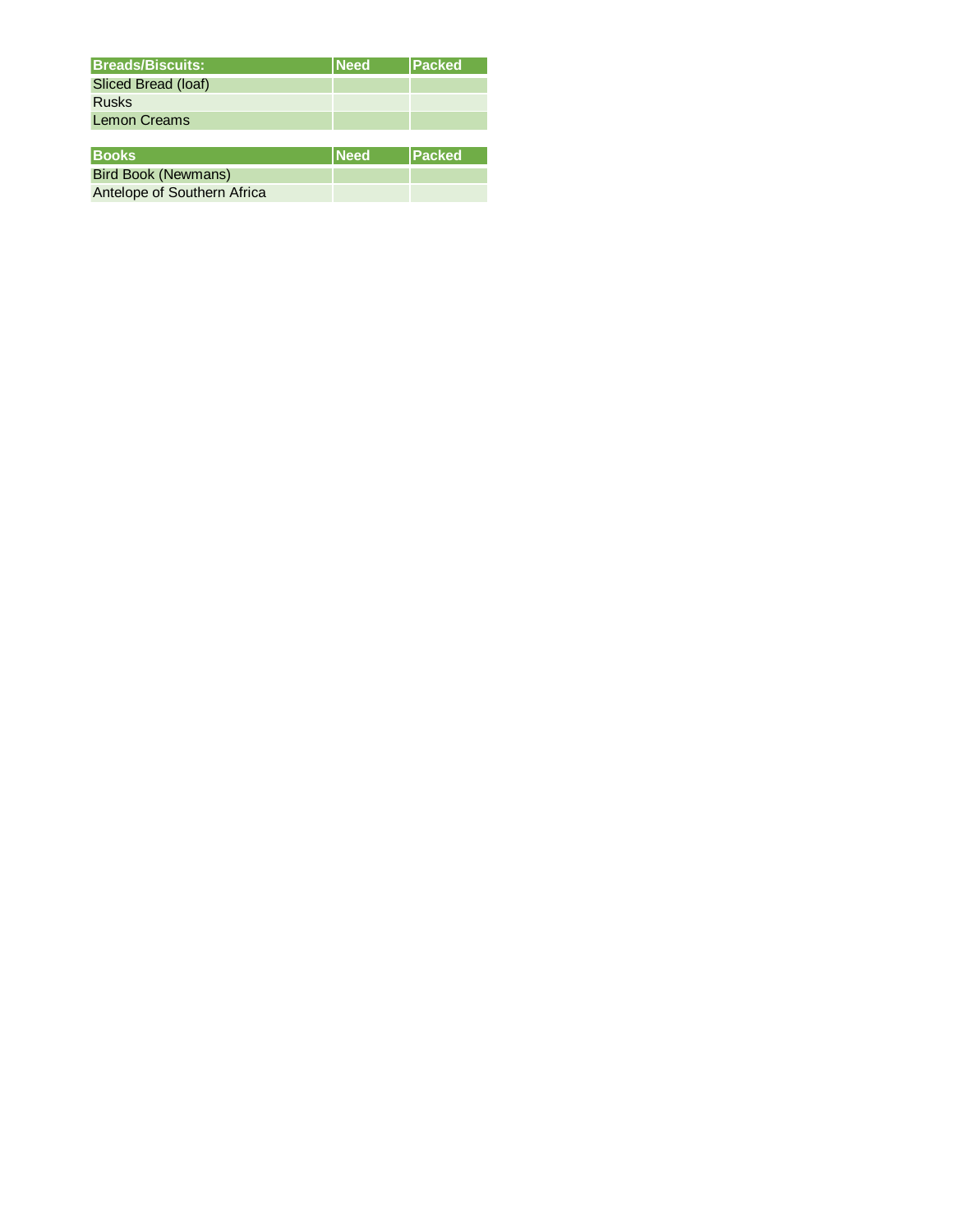| Breads/Biscuits: | Need | Packed |
| --- | --- | --- |
| Sliced Bread (loaf) | | |
| Rusks | | |
| Lemon Creams | | |

| Books | Need | Packed |
| --- | --- | --- |
| Bird Book (Newmans) | | |
| Antelope of Southern Africa | | |